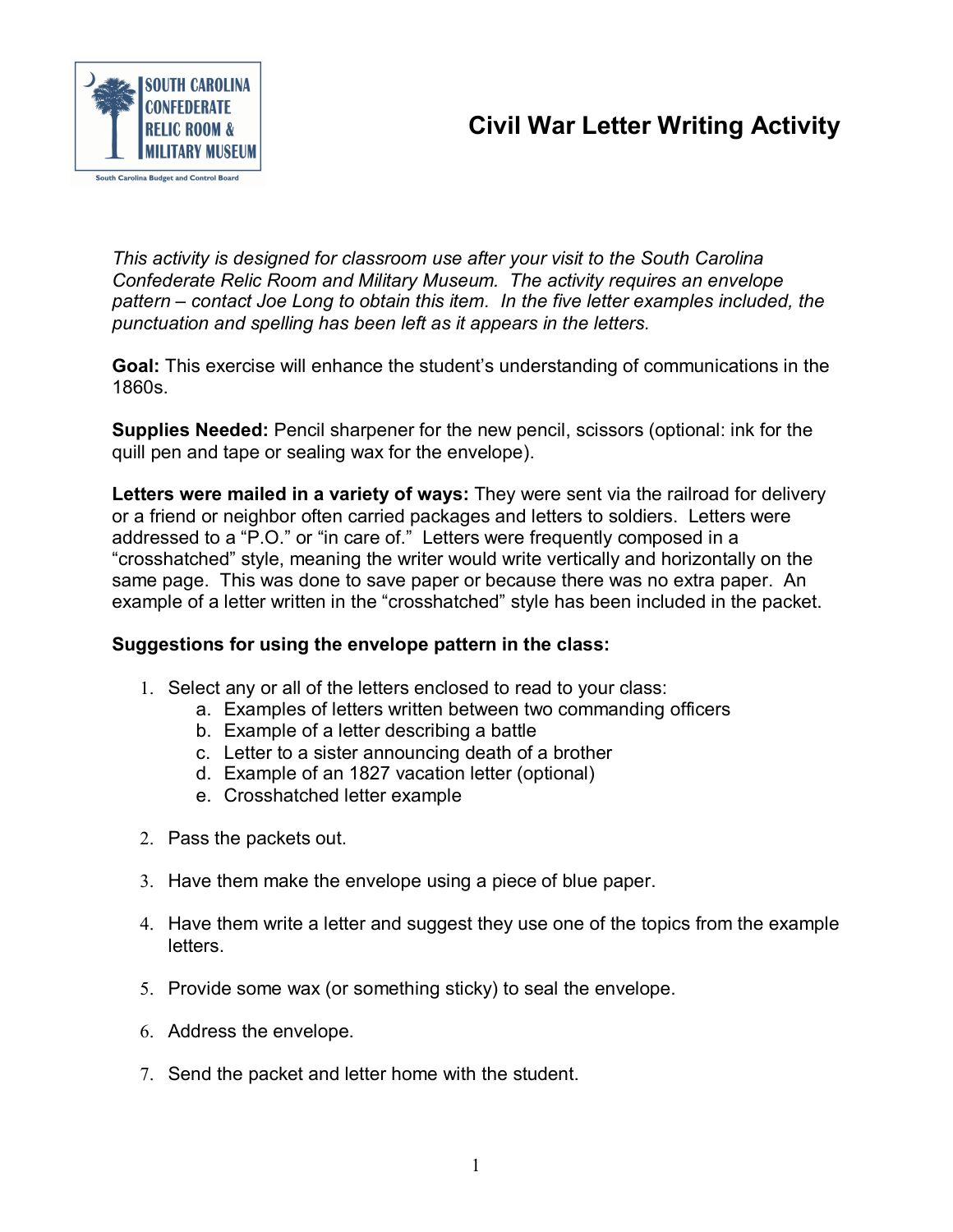SOUTH CAROLINA CONFEDERATE RELIC ROOM & MILITARY MUSEUM

South Carolina Budget and Control Board

# Civil War Letter Writing Activity

*This activity is designed for classroom use after your visit to the South Carolina Confederate Relic Room and Military Museum. The activity requires an envelope pattern – contact Joe Long to obtain this item. In the five letter examples included, the punctuation and spelling has been left as it appears in the letters.*

**Goal:** This exercise will enhance the student's understanding of communications in the 1860s.

**Supplies Needed:** Pencil sharpener for the new pencil, scissors (optional: ink for the quill pen and tape or sealing wax for the envelope).

**Letters were mailed in a variety of ways:** They were sent via the railroad for delivery or a friend or neighbor often carried packages and letters to soldiers. Letters were addressed to a "P.O." or "in care of." Letters were frequently composed in a "crosshatched" style, meaning the writer would write vertically and horizontally on the same page. This was done to save paper or because there was no extra paper. An example of a letter written in the "crosshatched" style has been included in the packet.

**Suggestions for using the envelope pattern in the class:**

1. Select any or all of the letters enclosed to read to your class:
   a. Examples of letters written between two commanding officers
   b. Example of a letter describing a battle
   c. Letter to a sister announcing death of a brother
   d. Example of an 1827 vacation letter (optional)
   e. Crosshatched letter example

2. Pass the packets out.

3. Have them make the envelope using a piece of blue paper.

4. Have them write a letter and suggest they use one of the topics from the example letters.

5. Provide some wax (or something sticky) to seal the envelope.

6. Address the envelope.

7. Send the packet and letter home with the student.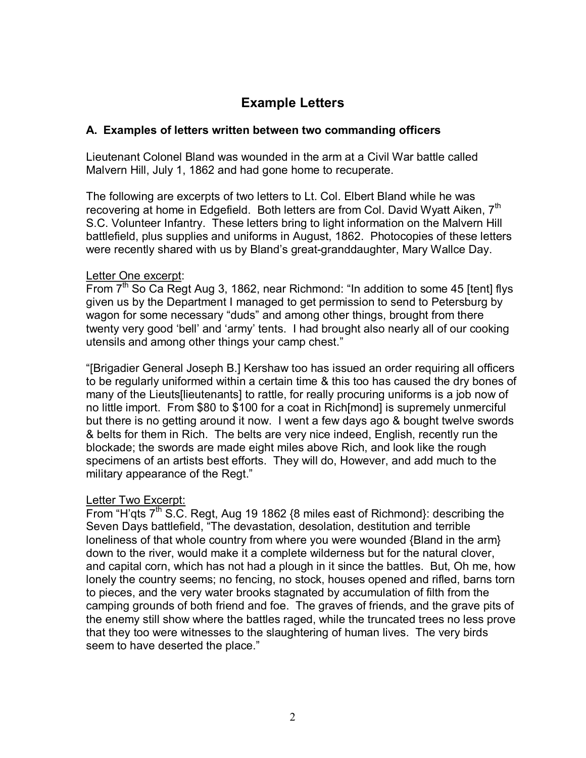# Example Letters

### A. Examples of letters written between two commanding officers

Lieutenant Colonel Bland was wounded in the arm at a Civil War battle called Malvern Hill, July 1, 1862 and had gone home to recuperate.

The following are excerpts of two letters to Lt. Col. Elbert Bland while he was recovering at home in Edgefield. Both letters are from Col. David Wyatt Aiken, 7th S.C. Volunteer Infantry. These letters bring to light information on the Malvern Hill battlefield, plus supplies and uniforms in August, 1862. Photocopies of these letters were recently shared with us by Bland's great-granddaughter, Mary Wallce Day.

<u>Letter One excerpt</u>:
From 7th So Ca Regt Aug 3, 1862, near Richmond: "In addition to some 45 [tent] flys given us by the Department I managed to get permission to send to Petersburg by wagon for some necessary "duds" and among other things, brought from there twenty very good 'bell' and 'army' tents. I had brought also nearly all of our cooking utensils and among other things your camp chest."

"[Brigadier General Joseph B.] Kershaw too has issued an order requiring all officers to be regularly uniformed within a certain time & this too has caused the dry bones of many of the Lieuts[lieutenants] to rattle, for really procuring uniforms is a job now of no little import. From $80 to $100 for a coat in Rich[mond] is supremely unmerciful but there is no getting around it now. I went a few days ago & bought twelve swords & belts for them in Rich. The belts are very nice indeed, English, recently run the blockade; the swords are made eight miles above Rich, and look like the rough specimens of an artists best efforts. They will do, However, and add much to the military appearance of the Regt."

<u>Letter Two Excerpt:</u>
From "H'qts 7th S.C. Regt, Aug 19 1862 {8 miles east of Richmond}: describing the Seven Days battlefield, "The devastation, desolation, destitution and terrible loneliness of that whole country from where you were wounded {Bland in the arm} down to the river, would make it a complete wilderness but for the natural clover, and capital corn, which has not had a plough in it since the battles. But, Oh me, how lonely the country seems; no fencing, no stock, houses opened and rifled, barns torn to pieces, and the very water brooks stagnated by accumulation of filth from the camping grounds of both friend and foe. The graves of friends, and the grave pits of the enemy still show where the battles raged, while the truncated trees no less prove that they too were witnesses to the slaughtering of human lives. The very birds seem to have deserted the place."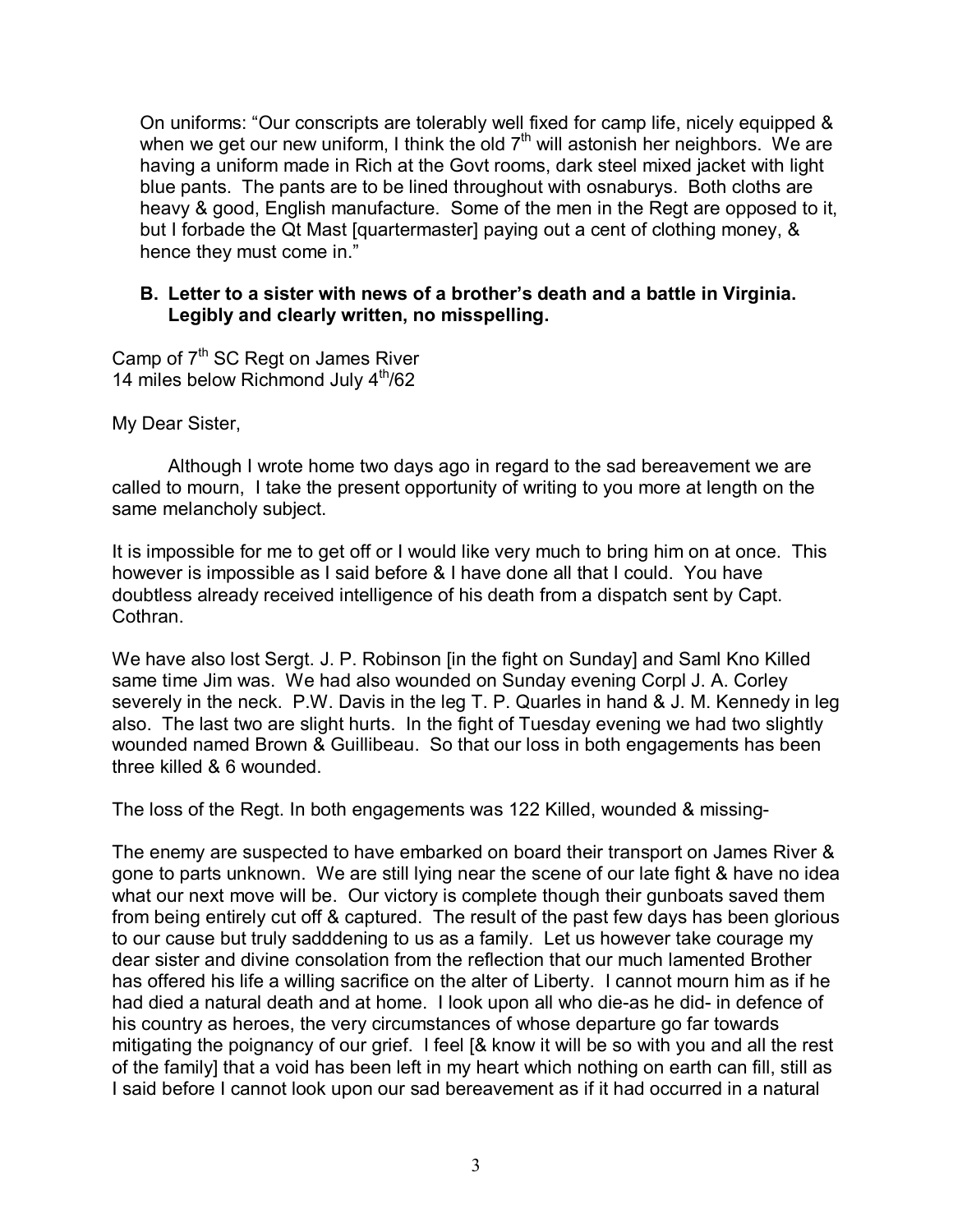On uniforms: "Our conscripts are tolerably well fixed for camp life, nicely equipped & when we get our new uniform, I think the old 7th will astonish her neighbors. We are having a uniform made in Rich at the Govt rooms, dark steel mixed jacket with light blue pants. The pants are to be lined throughout with osnaburys. Both cloths are heavy & good, English manufacture. Some of the men in the Regt are opposed to it, but I forbade the Qt Mast [quartermaster] paying out a cent of clothing money, & hence they must come in."

**B. Letter to a sister with news of a brother's death and a battle in Virginia. Legibly and clearly written, no misspelling.**

Camp of 7th SC Regt on James River
14 miles below Richmond July 4th/62

My Dear Sister,

Although I wrote home two days ago in regard to the sad bereavement we are called to mourn, I take the present opportunity of writing to you more at length on the same melancholy subject.

It is impossible for me to get off or I would like very much to bring him on at once. This however is impossible as I said before & I have done all that I could. You have doubtless already received intelligence of his death from a dispatch sent by Capt. Cothran.

We have also lost Sergt. J. P. Robinson [in the fight on Sunday] and Saml Kno Killed same time Jim was. We had also wounded on Sunday evening Corpl J. A. Corley severely in the neck. P.W. Davis in the leg T. P. Quarles in hand & J. M. Kennedy in leg also. The last two are slight hurts. In the fight of Tuesday evening we had two slightly wounded named Brown & Guillibeau. So that our loss in both engagements has been three killed & 6 wounded.

The loss of the Regt. In both engagements was 122 Killed, wounded & missing-

The enemy are suspected to have embarked on board their transport on James River & gone to parts unknown. We are still lying near the scene of our late fight & have no idea what our next move will be. Our victory is complete though their gunboats saved them from being entirely cut off & captured. The result of the past few days has been glorious to our cause but truly sadddening to us as a family. Let us however take courage my dear sister and divine consolation from the reflection that our much lamented Brother has offered his life a willing sacrifice on the alter of Liberty. I cannot mourn him as if he had died a natural death and at home. I look upon all who die-as he did- in defence of his country as heroes, the very circumstances of whose departure go far towards mitigating the poignancy of our grief. I feel [& know it will be so with you and all the rest of the family] that a void has been left in my heart which nothing on earth can fill, still as I said before I cannot look upon our sad bereavement as if it had occurred in a natural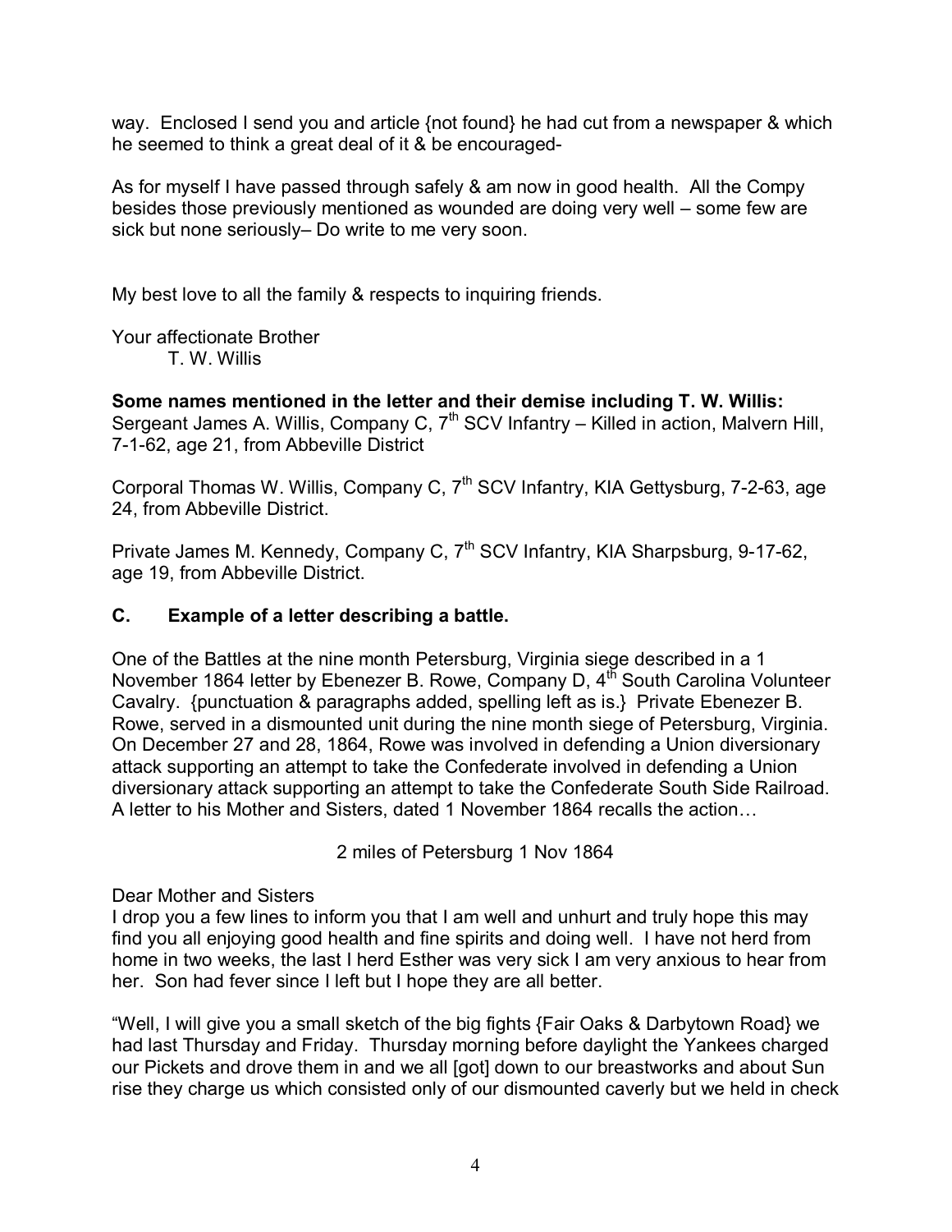way. Enclosed I send you and article {not found} he had cut from a newspaper & which he seemed to think a great deal of it & be encouraged-

As for myself I have passed through safely & am now in good health. All the Compy besides those previously mentioned as wounded are doing very well – some few are sick but none seriously– Do write to me very soon.

My best love to all the family & respects to inquiring friends.

Your affectionate Brother
T. W. Willis

**Some names mentioned in the letter and their demise including T. W. Willis:**
Sergeant James A. Willis, Company C, 7th SCV Infantry – Killed in action, Malvern Hill, 7-1-62, age 21, from Abbeville District

Corporal Thomas W. Willis, Company C, 7th SCV Infantry, KIA Gettysburg, 7-2-63, age 24, from Abbeville District.

Private James M. Kennedy, Company C, 7th SCV Infantry, KIA Sharpsburg, 9-17-62, age 19, from Abbeville District.

## C. Example of a letter describing a battle.

One of the Battles at the nine month Petersburg, Virginia siege described in a 1 November 1864 letter by Ebenezer B. Rowe, Company D, 4th South Carolina Volunteer Cavalry. {punctuation & paragraphs added, spelling left as is.} Private Ebenezer B. Rowe, served in a dismounted unit during the nine month siege of Petersburg, Virginia. On December 27 and 28, 1864, Rowe was involved in defending a Union diversionary attack supporting an attempt to take the Confederate involved in defending a Union diversionary attack supporting an attempt to take the Confederate South Side Railroad. A letter to his Mother and Sisters, dated 1 November 1864 recalls the action…

2 miles of Petersburg 1 Nov 1864

Dear Mother and Sisters
I drop you a few lines to inform you that I am well and unhurt and truly hope this may find you all enjoying good health and fine spirits and doing well. I have not herd from home in two weeks, the last I herd Esther was very sick I am very anxious to hear from her. Son had fever since I left but I hope they are all better.

"Well, I will give you a small sketch of the big fights {Fair Oaks & Darbytown Road} we had last Thursday and Friday. Thursday morning before daylight the Yankees charged our Pickets and drove them in and we all [got] down to our breastworks and about Sun rise they charge us which consisted only of our dismounted caverly but we held in check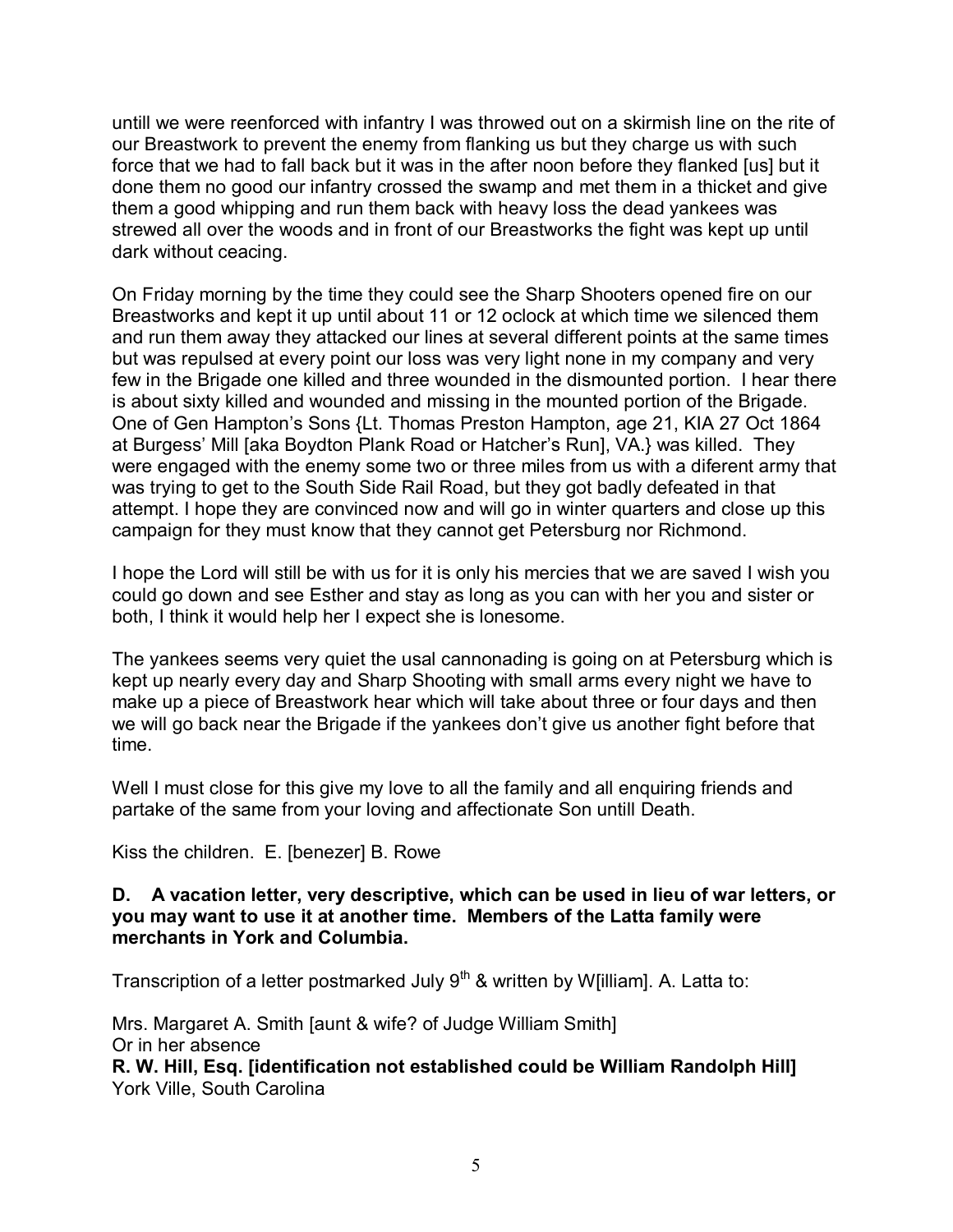untill we were reenforced with infantry I was throwed out on a skirmish line on the rite of our Breastwork to prevent the enemy from flanking us but they charge us with such force that we had to fall back but it was in the after noon before they flanked [us] but it done them no good our infantry crossed the swamp and met them in a thicket and give them a good whipping and run them back with heavy loss the dead yankees was strewed all over the woods and in front of our Breastworks the fight was kept up until dark without ceacing.

On Friday morning by the time they could see the Sharp Shooters opened fire on our Breastworks and kept it up until about 11 or 12 oclock at which time we silenced them and run them away they attacked our lines at several different points at the same times but was repulsed at every point our loss was very light none in my company and very few in the Brigade one killed and three wounded in the dismounted portion. I hear there is about sixty killed and wounded and missing in the mounted portion of the Brigade. One of Gen Hampton's Sons {Lt. Thomas Preston Hampton, age 21, KIA 27 Oct 1864 at Burgess' Mill [aka Boydton Plank Road or Hatcher's Run], VA.} was killed. They were engaged with the enemy some two or three miles from us with a diferent army that was trying to get to the South Side Rail Road, but they got badly defeated in that attempt. I hope they are convinced now and will go in winter quarters and close up this campaign for they must know that they cannot get Petersburg nor Richmond.

I hope the Lord will still be with us for it is only his mercies that we are saved I wish you could go down and see Esther and stay as long as you can with her you and sister or both, I think it would help her I expect she is lonesome.

The yankees seems very quiet the usal cannonading is going on at Petersburg which is kept up nearly every day and Sharp Shooting with small arms every night we have to make up a piece of Breastwork hear which will take about three or four days and then we will go back near the Brigade if the yankees don't give us another fight before that time.

Well I must close for this give my love to all the family and all enquiring friends and partake of the same from your loving and affectionate Son untill Death.

Kiss the children. E. [benezer] B. Rowe

**D. A vacation letter, very descriptive, which can be used in lieu of war letters, or you may want to use it at another time. Members of the Latta family were merchants in York and Columbia.**

Transcription of a letter postmarked July 9th & written by W[illiam]. A. Latta to:

Mrs. Margaret A. Smith [aunt & wife? of Judge William Smith]
Or in her absence
**R. W. Hill, Esq. [identification not established could be William Randolph Hill]**
York Ville, South Carolina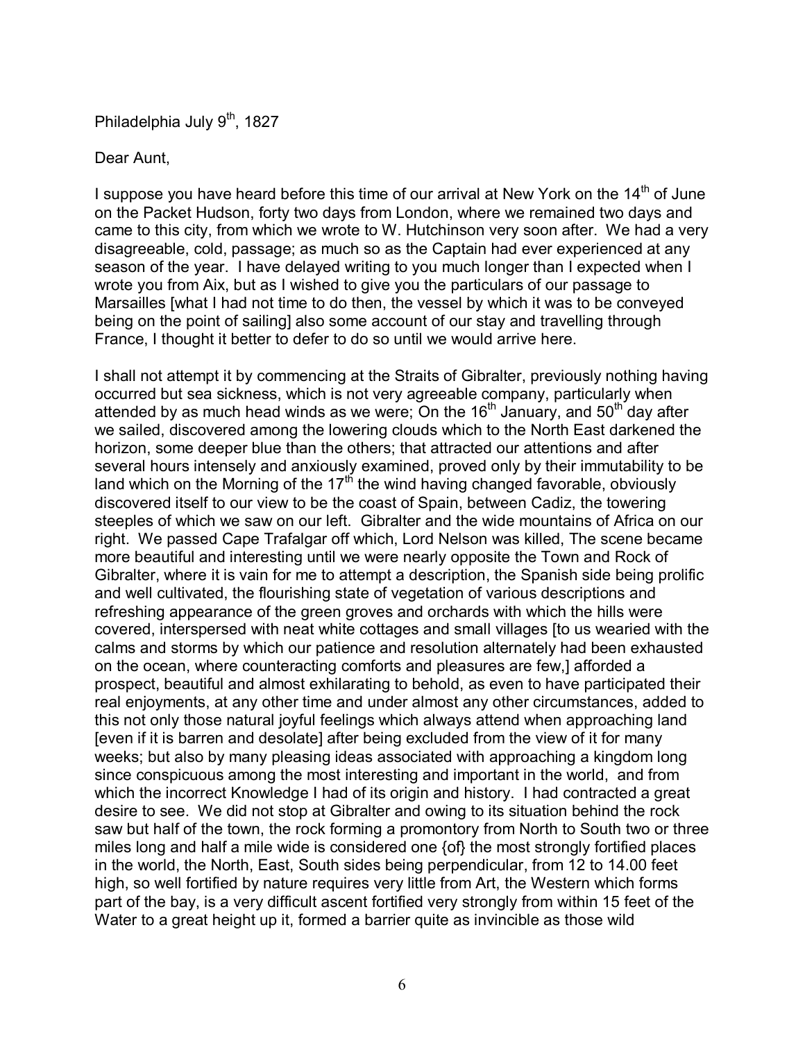Philadelphia July 9th, 1827

Dear Aunt,

I suppose you have heard before this time of our arrival at New York on the 14th of June on the Packet Hudson, forty two days from London, where we remained two days and came to this city, from which we wrote to W. Hutchinson very soon after. We had a very disagreeable, cold, passage; as much so as the Captain had ever experienced at any season of the year. I have delayed writing to you much longer than I expected when I wrote you from Aix, but as I wished to give you the particulars of our passage to Marsailles [what I had not time to do then, the vessel by which it was to be conveyed being on the point of sailing] also some account of our stay and travelling through France, I thought it better to defer to do so until we would arrive here.

I shall not attempt it by commencing at the Straits of Gibralter, previously nothing having occurred but sea sickness, which is not very agreeable company, particularly when attended by as much head winds as we were; On the 16th January, and 50th day after we sailed, discovered among the lowering clouds which to the North East darkened the horizon, some deeper blue than the others; that attracted our attentions and after several hours intensely and anxiously examined, proved only by their immutability to be land which on the Morning of the 17th the wind having changed favorable, obviously discovered itself to our view to be the coast of Spain, between Cadiz, the towering steeples of which we saw on our left. Gibralter and the wide mountains of Africa on our right. We passed Cape Trafalgar off which, Lord Nelson was killed, The scene became more beautiful and interesting until we were nearly opposite the Town and Rock of Gibralter, where it is vain for me to attempt a description, the Spanish side being prolific and well cultivated, the flourishing state of vegetation of various descriptions and refreshing appearance of the green groves and orchards with which the hills were covered, interspersed with neat white cottages and small villages [to us wearied with the calms and storms by which our patience and resolution alternately had been exhausted on the ocean, where counteracting comforts and pleasures are few,] afforded a prospect, beautiful and almost exhilarating to behold, as even to have participated their real enjoyments, at any other time and under almost any other circumstances, added to this not only those natural joyful feelings which always attend when approaching land [even if it is barren and desolate] after being excluded from the view of it for many weeks; but also by many pleasing ideas associated with approaching a kingdom long since conspicuous among the most interesting and important in the world, and from which the incorrect Knowledge I had of its origin and history. I had contracted a great desire to see. We did not stop at Gibralter and owing to its situation behind the rock saw but half of the town, the rock forming a promontory from North to South two or three miles long and half a mile wide is considered one {of} the most strongly fortified places in the world, the North, East, South sides being perpendicular, from 12 to 14.00 feet high, so well fortified by nature requires very little from Art, the Western which forms part of the bay, is a very difficult ascent fortified very strongly from within 15 feet of the Water to a great height up it, formed a barrier quite as invincible as those wild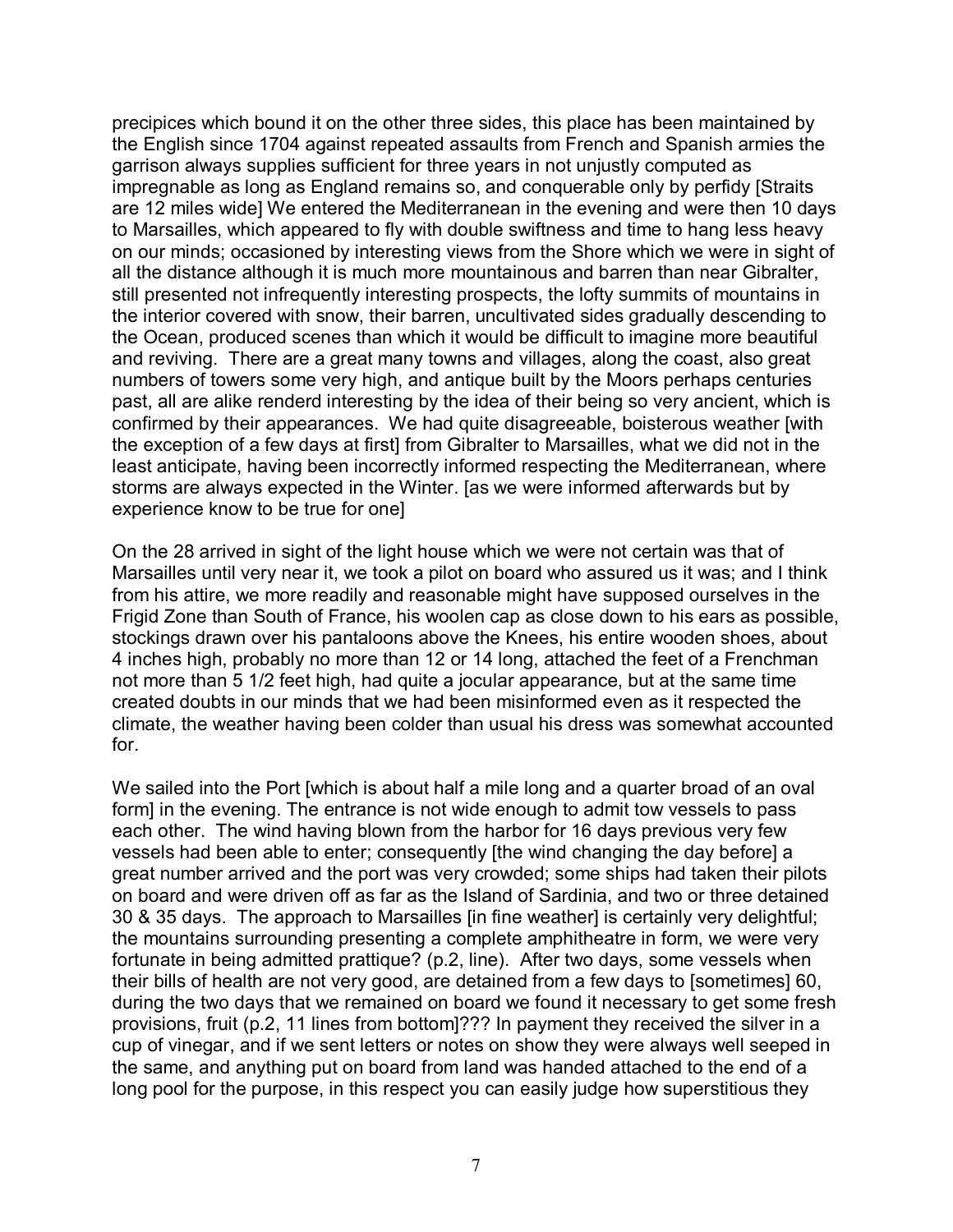precipices which bound it on the other three sides, this place has been maintained by the English since 1704 against repeated assaults from French and Spanish armies the garrison always supplies sufficient for three years in not unjustly computed as impregnable as long as England remains so, and conquerable only by perfidy [Straits are 12 miles wide] We entered the Mediterranean in the evening and were then 10 days to Marsailles, which appeared to fly with double swiftness and time to hang less heavy on our minds; occasioned by interesting views from the Shore which we were in sight of all the distance although it is much more mountainous and barren than near Gibralter, still presented not infrequently interesting prospects, the lofty summits of mountains in the interior covered with snow, their barren, uncultivated sides gradually descending to the Ocean, produced scenes than which it would be difficult to imagine more beautiful and reviving. There are a great many towns and villages, along the coast, also great numbers of towers some very high, and antique built by the Moors perhaps centuries past, all are alike renderd interesting by the idea of their being so very ancient, which is confirmed by their appearances. We had quite disagreeable, boisterous weather [with the exception of a few days at first] from Gibralter to Marsailles, what we did not in the least anticipate, having been incorrectly informed respecting the Mediterranean, where storms are always expected in the Winter. [as we were informed afterwards but by experience know to be true for one]

On the 28 arrived in sight of the light house which we were not certain was that of Marsailles until very near it, we took a pilot on board who assured us it was; and I think from his attire, we more readily and reasonable might have supposed ourselves in the Frigid Zone than South of France, his woolen cap as close down to his ears as possible, stockings drawn over his pantaloons above the Knees, his entire wooden shoes, about 4 inches high, probably no more than 12 or 14 long, attached the feet of a Frenchman not more than 5 1/2 feet high, had quite a jocular appearance, but at the same time created doubts in our minds that we had been misinformed even as it respected the climate, the weather having been colder than usual his dress was somewhat accounted for.

We sailed into the Port [which is about half a mile long and a quarter broad of an oval form] in the evening. The entrance is not wide enough to admit tow vessels to pass each other. The wind having blown from the harbor for 16 days previous very few vessels had been able to enter; consequently [the wind changing the day before] a great number arrived and the port was very crowded; some ships had taken their pilots on board and were driven off as far as the Island of Sardinia, and two or three detained 30 & 35 days. The approach to Marsailles [in fine weather] is certainly very delightful; the mountains surrounding presenting a complete amphitheatre in form, we were very fortunate in being admitted prattique? (p.2, line). After two days, some vessels when their bills of health are not very good, are detained from a few days to [sometimes] 60, during the two days that we remained on board we found it necessary to get some fresh provisions, fruit (p.2, 11 lines from bottom]??? In payment they received the silver in a cup of vinegar, and if we sent letters or notes on show they were always well seeped in the same, and anything put on board from land was handed attached to the end of a long pool for the purpose, in this respect you can easily judge how superstitious they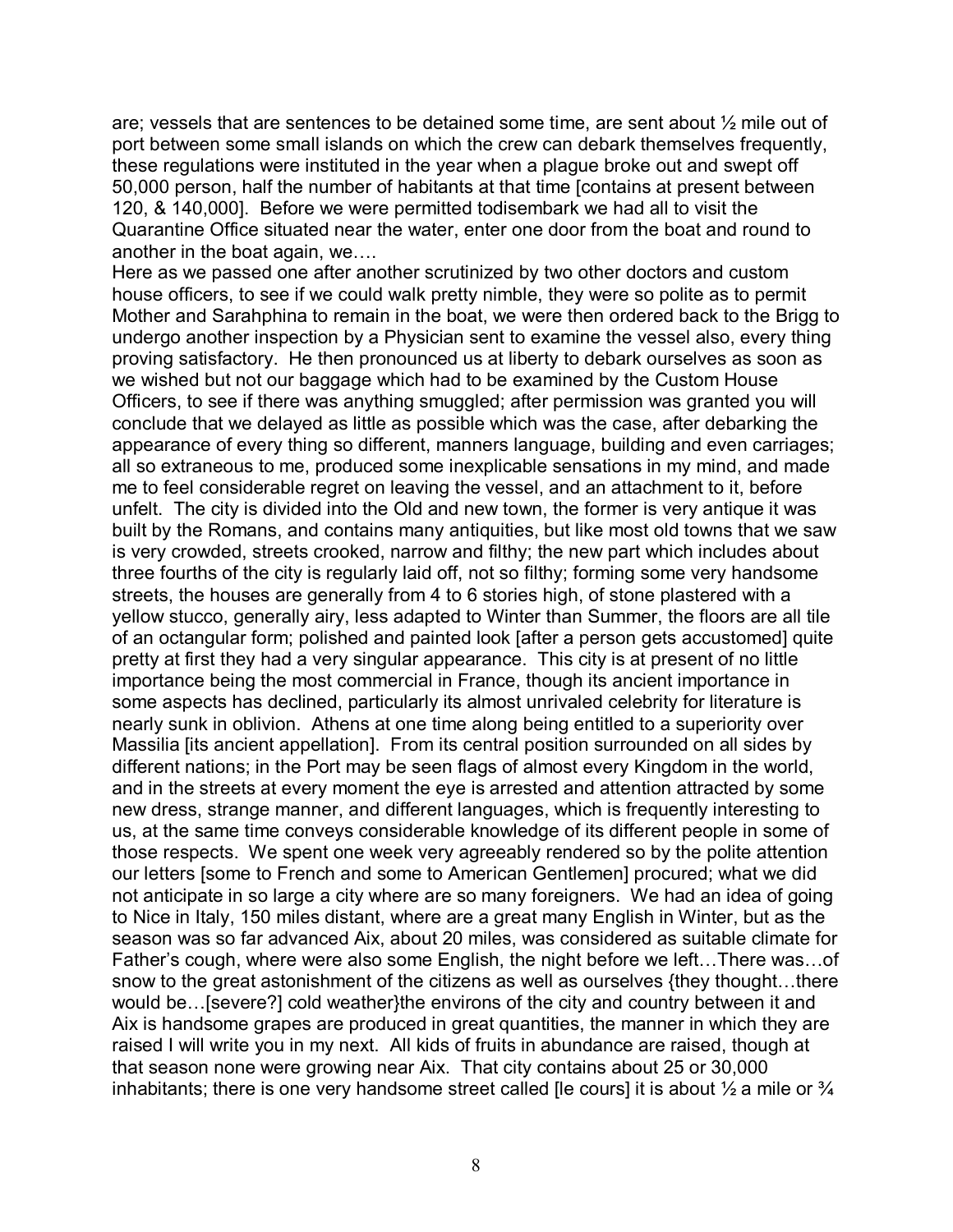are; vessels that are sentences to be detained some time, are sent about ½ mile out of port between some small islands on which the crew can debark themselves frequently, these regulations were instituted in the year when a plague broke out and swept off 50,000 person, half the number of habitants at that time [contains at present between 120, & 140,000]. Before we were permitted todisembark we had all to visit the Quarantine Office situated near the water, enter one door from the boat and round to another in the boat again, we….

Here as we passed one after another scrutinized by two other doctors and custom house officers, to see if we could walk pretty nimble, they were so polite as to permit Mother and Sarahphina to remain in the boat, we were then ordered back to the Brigg to undergo another inspection by a Physician sent to examine the vessel also, every thing proving satisfactory. He then pronounced us at liberty to debark ourselves as soon as we wished but not our baggage which had to be examined by the Custom House Officers, to see if there was anything smuggled; after permission was granted you will conclude that we delayed as little as possible which was the case, after debarking the appearance of every thing so different, manners language, building and even carriages; all so extraneous to me, produced some inexplicable sensations in my mind, and made me to feel considerable regret on leaving the vessel, and an attachment to it, before unfelt. The city is divided into the Old and new town, the former is very antique it was built by the Romans, and contains many antiquities, but like most old towns that we saw is very crowded, streets crooked, narrow and filthy; the new part which includes about three fourths of the city is regularly laid off, not so filthy; forming some very handsome streets, the houses are generally from 4 to 6 stories high, of stone plastered with a yellow stucco, generally airy, less adapted to Winter than Summer, the floors are all tile of an octangular form; polished and painted look [after a person gets accustomed] quite pretty at first they had a very singular appearance. This city is at present of no little importance being the most commercial in France, though its ancient importance in some aspects has declined, particularly its almost unrivaled celebrity for literature is nearly sunk in oblivion. Athens at one time along being entitled to a superiority over Massilia [its ancient appellation]. From its central position surrounded on all sides by different nations; in the Port may be seen flags of almost every Kingdom in the world, and in the streets at every moment the eye is arrested and attention attracted by some new dress, strange manner, and different languages, which is frequently interesting to us, at the same time conveys considerable knowledge of its different people in some of those respects. We spent one week very agreeably rendered so by the polite attention our letters [some to French and some to American Gentlemen] procured; what we did not anticipate in so large a city where are so many foreigners. We had an idea of going to Nice in Italy, 150 miles distant, where are a great many English in Winter, but as the season was so far advanced Aix, about 20 miles, was considered as suitable climate for Father's cough, where were also some English, the night before we left…There was…of snow to the great astonishment of the citizens as well as ourselves {they thought…there would be…[severe?] cold weather}the environs of the city and country between it and Aix is handsome grapes are produced in great quantities, the manner in which they are raised I will write you in my next. All kids of fruits in abundance are raised, though at that season none were growing near Aix. That city contains about 25 or 30,000 inhabitants; there is one very handsome street called [le cours] it is about ½ a mile or ¾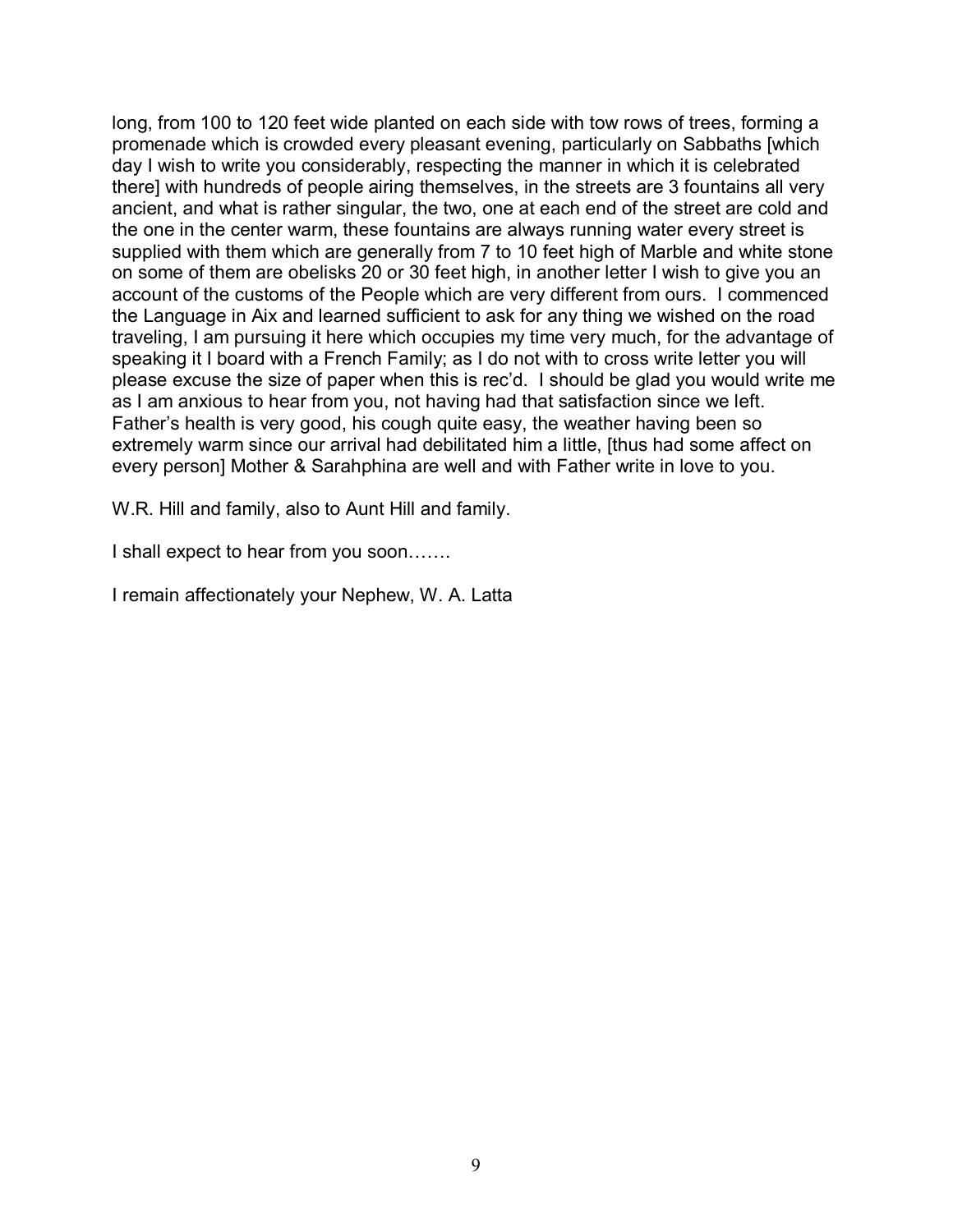long, from 100 to 120 feet wide planted on each side with tow rows of trees, forming a promenade which is crowded every pleasant evening, particularly on Sabbaths [which day I wish to write you considerably, respecting the manner in which it is celebrated there] with hundreds of people airing themselves, in the streets are 3 fountains all very ancient, and what is rather singular, the two, one at each end of the street are cold and the one in the center warm, these fountains are always running water every street is supplied with them which are generally from 7 to 10 feet high of Marble and white stone on some of them are obelisks 20 or 30 feet high, in another letter I wish to give you an account of the customs of the People which are very different from ours. I commenced the Language in Aix and learned sufficient to ask for any thing we wished on the road traveling, I am pursuing it here which occupies my time very much, for the advantage of speaking it I board with a French Family; as I do not with to cross write letter you will please excuse the size of paper when this is rec'd. I should be glad you would write me as I am anxious to hear from you, not having had that satisfaction since we left. Father's health is very good, his cough quite easy, the weather having been so extremely warm since our arrival had debilitated him a little, [thus had some affect on every person] Mother & Sarahphina are well and with Father write in love to you.

W.R. Hill and family, also to Aunt Hill and family.

I shall expect to hear from you soon…….

I remain affectionately your Nephew, W. A. Latta